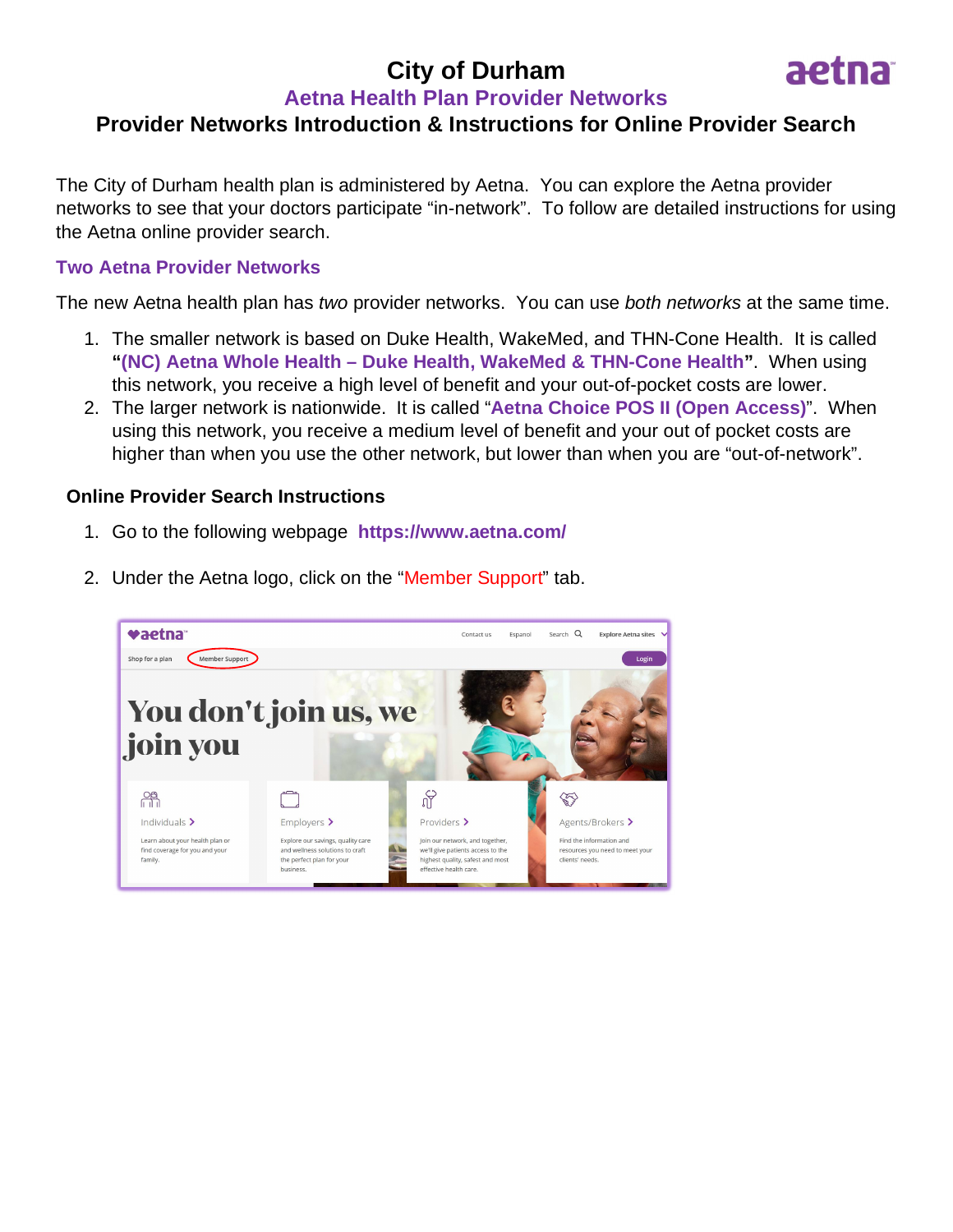# City of Durham

## Aetna Health Plan Provider Networks

## Provider Networks Introduction & Instructions for Online Provider Search

The City of Durham health plan is administered by Aetna. You can explore the Aetna provider networks to see that your doctors participate "in-network". To follow are detailed instructions for using the Aetna online provider search.

### Two Aetna Provider Networks

The new Aetna health plan has *two* provider networks. You can use *both networks* at the same time.

1. The smaller network is based on Duke Health, WakeMed, and THN-Cone Health. It is called **"(NC) Aetna Whole Health – Duke Health, WakeMed & THN-Cone Health"**. When using this network, you receive a high level of benefit and your out-of-pocket costs are lower.
2. The larger network is nationwide. It is called "**Aetna Choice POS II (Open Access)**". When using this network, you receive a medium level of benefit and your out of pocket costs are higher than when you use the other network, but lower than when you are "out-of-network".

### Online Provider Search Instructions

1. Go to the following webpage **https://www.aetna.com/**
2. Under the Aetna logo, click on the "Member Support" tab.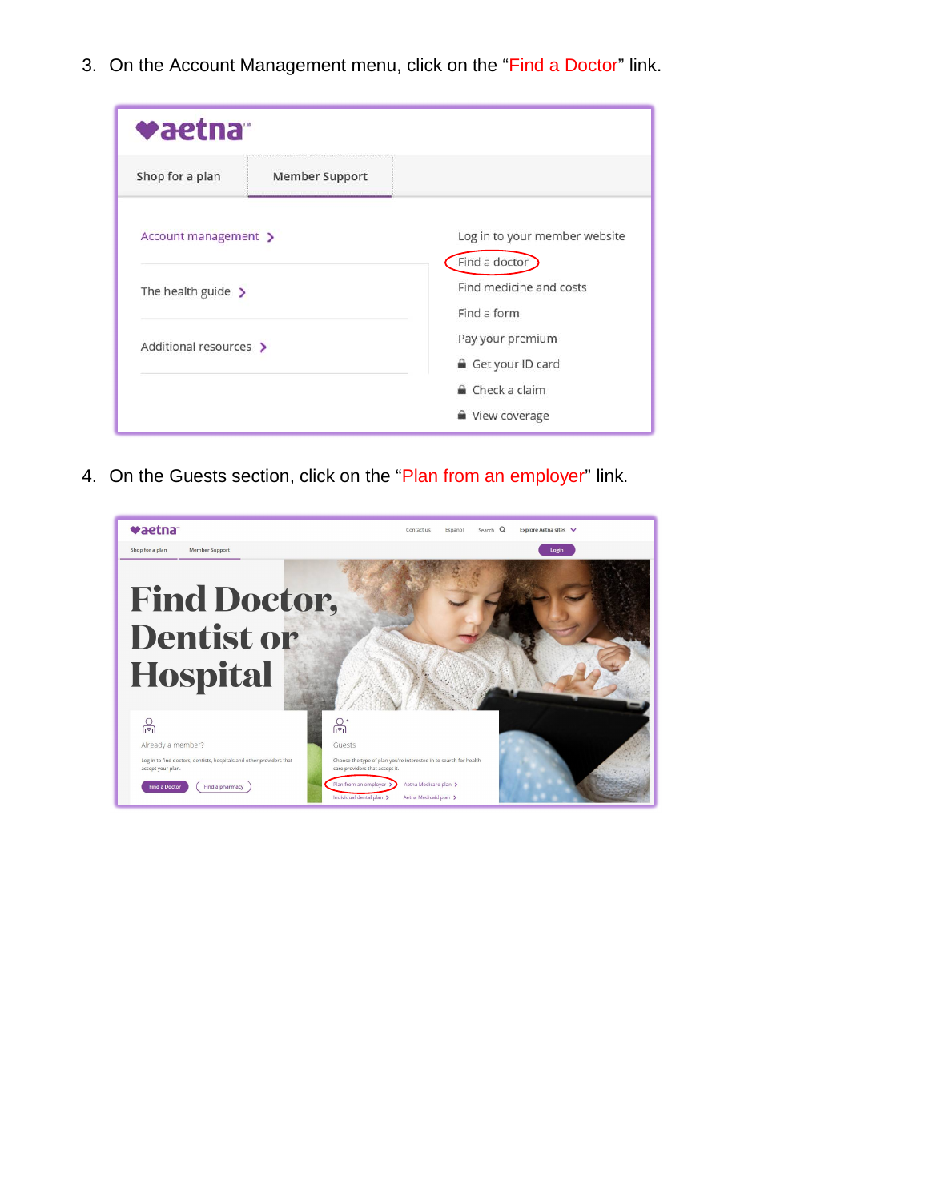3. On the Account Management menu, click on the "Find a Doctor" link.

4. On the Guests section, click on the "Plan from an employer" link.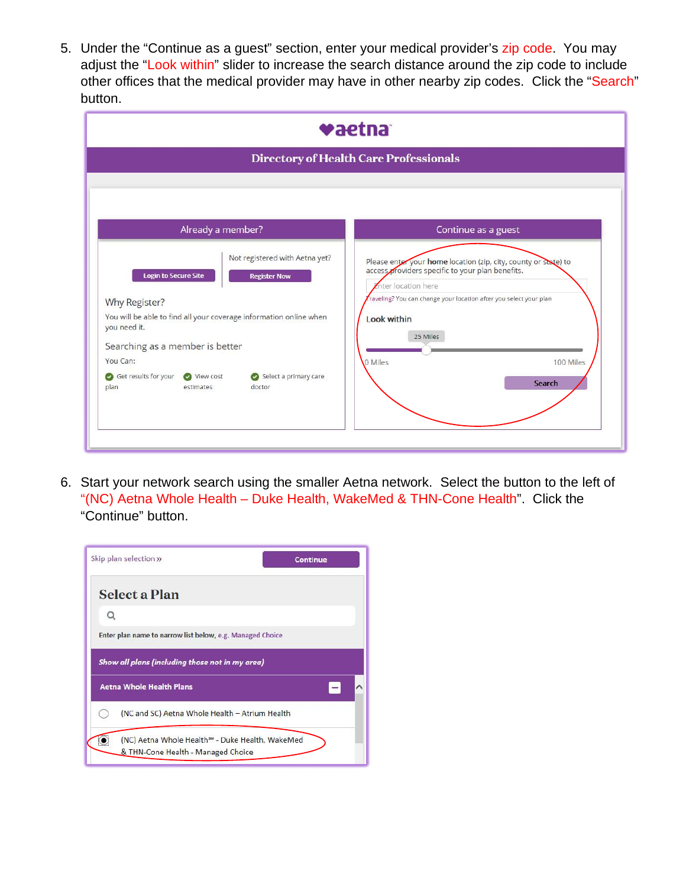5. Under the "Continue as a guest" section, enter your medical provider's zip code. You may adjust the "Look within" slider to increase the search distance around the zip code to include other offices that the medical provider may have in other nearby zip codes. Click the "Search" button.

6. Start your network search using the smaller Aetna network. Select the button to the left of "(NC) Aetna Whole Health – Duke Health, WakeMed & THN-Cone Health". Click the "Continue" button.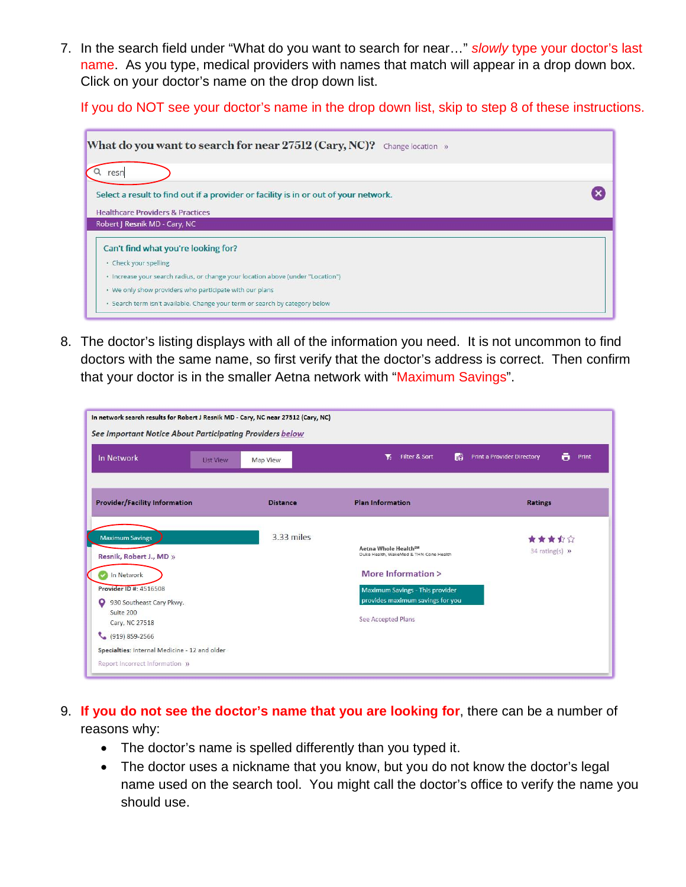7. In the search field under "What do you want to search for near…" *slowly* type your doctor's last name. As you type, medical providers with names that match will appear in a drop down box. Click on your doctor's name on the drop down list.

   If you do NOT see your doctor's name in the drop down list, skip to step 8 of these instructions.

   What do you want to search for near 27512 (Cary, NC)? Change location »

   resn

   Select a result to find out if a provider or facility is in or out of your network.

   Healthcare Providers & Practices

   Robert J Resnik MD - Cary, NC

   Can't find what you're looking for?

   - Check your spelling
   - Increase your search radius, or change your location above (under "Location")
   - We only show providers who participate with our plans
   - Search term isn't available. Change your term or search by category below

8. The doctor's listing displays with all of the information you need. It is not uncommon to find doctors with the same name, so first verify that the doctor's address is correct. Then confirm that your doctor is in the smaller Aetna network with "Maximum Savings".

   In network search results for Robert J Resnik MD - Cary, NC near 27512 (Cary, NC)

   *See Important Notice About Participating Providers below*

   In Network | List View | Map View | Filter & Sort | Print a Provider Directory | Print

   | Provider/Facility Information | Distance | Plan Information | Ratings |
   |---|---|---|---|
   | Maximum Savings<br>Resnik, Robert J., MD »<br>In Network<br>Provider ID #: 4516508<br>930 Southeast Cary Pkwy.<br>Suite 200<br>Cary, NC 27518<br>(919) 859-2566<br>Specialties: Internal Medicine - 12 and older<br>Report Incorrect Information » | 3.33 miles | Aetna Whole Health℠<br>Duke Health, WakeMed & THN Cone Health<br>More Information ><br>Maximum Savings - This provider provides maximum savings for you<br>See Accepted Plans | 34 rating(s) » |

9. **If you do not see the doctor's name that you are looking for**, there can be a number of reasons why:
   - The doctor's name is spelled differently than you typed it.
   - The doctor uses a nickname that you know, but you do not know the doctor's legal name used on the search tool. You might call the doctor's office to verify the name you should use.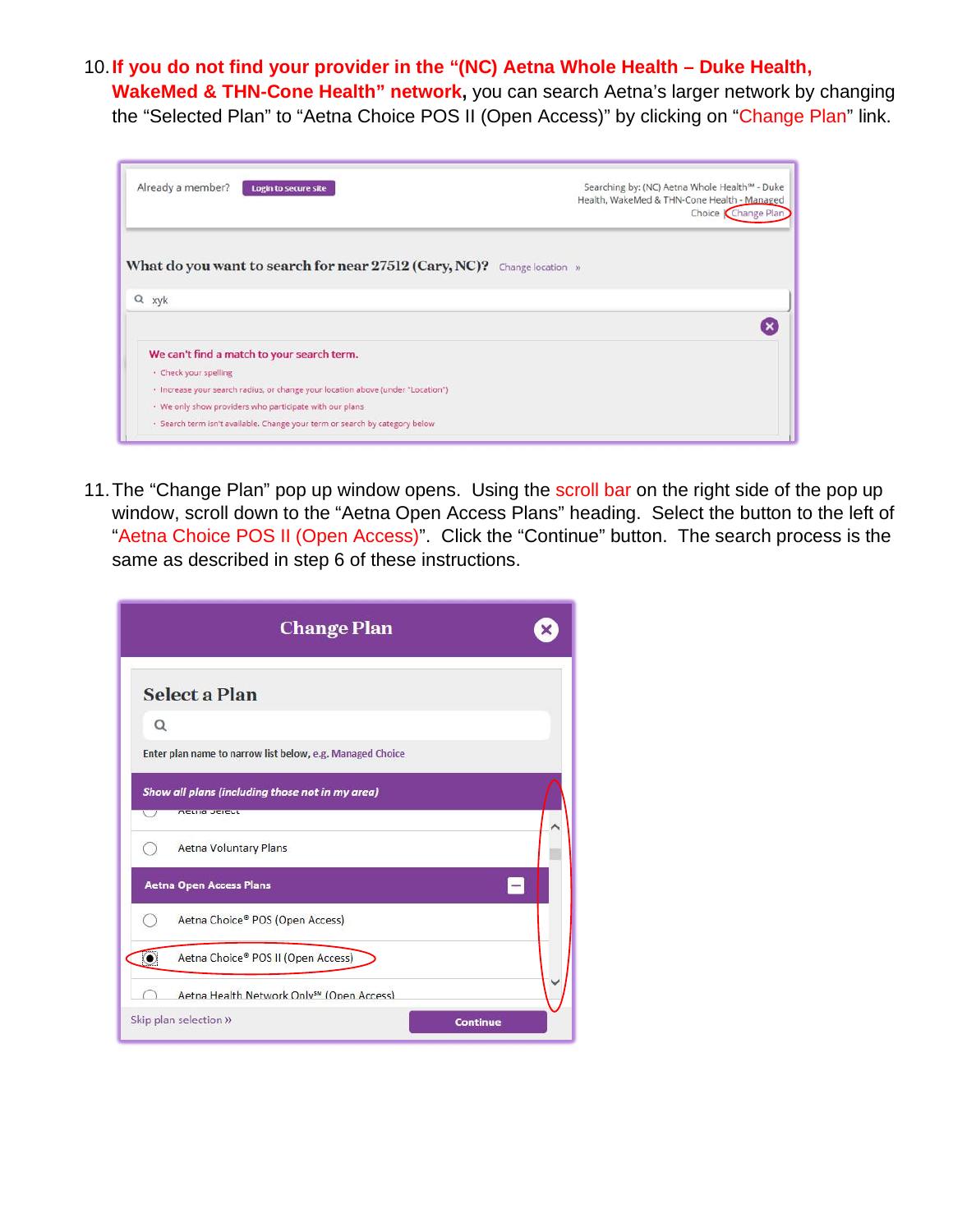10. **If you do not find your provider in the "(NC) Aetna Whole Health – Duke Health, WakeMed & THN-Cone Health" network,** you can search Aetna's larger network by changing the "Selected Plan" to "Aetna Choice POS II (Open Access)" by clicking on "Change Plan" link.

11. The "Change Plan" pop up window opens. Using the scroll bar on the right side of the pop up window, scroll down to the "Aetna Open Access Plans" heading. Select the button to the left of "Aetna Choice POS II (Open Access)". Click the "Continue" button. The search process is the same as described in step 6 of these instructions.